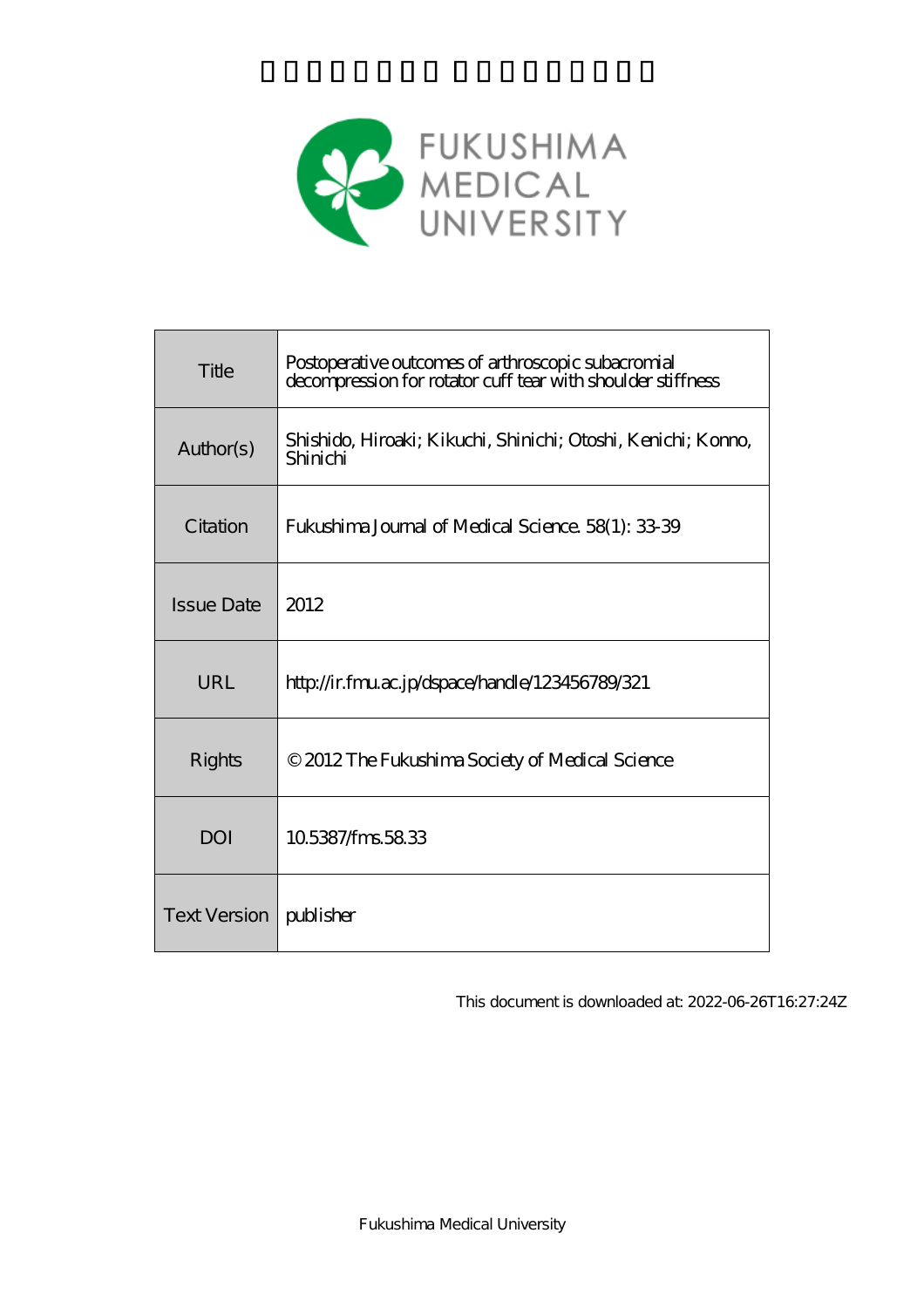FUKUSHIMA MEDICAL UNIVERSITY

| Title | Postoperative outcomes of arthroscopic subacromial decompression for rotator cuff tear with shoulder stiffness |
| --- | --- |
| Author(s) | Shishido, Hiroaki; Kikuchi, Shinichi; Otoshi, Kenichi; Konno, Shinichi |
| Citation | Fukushima Journal of Medical Science. 58(1): 33-39 |
| Issue Date | 2012 |
| URL | http://ir.fmu.ac.jp/dspace/handle/123456789/321 |
| Rights | © 2012 The Fukushima Society of Medical Science |
| DOI | 10.5387/fms.58.33 |
| Text Version | publisher |

This document is downloaded at: 2022-06-26T16:27:24Z

Fukushima Medical University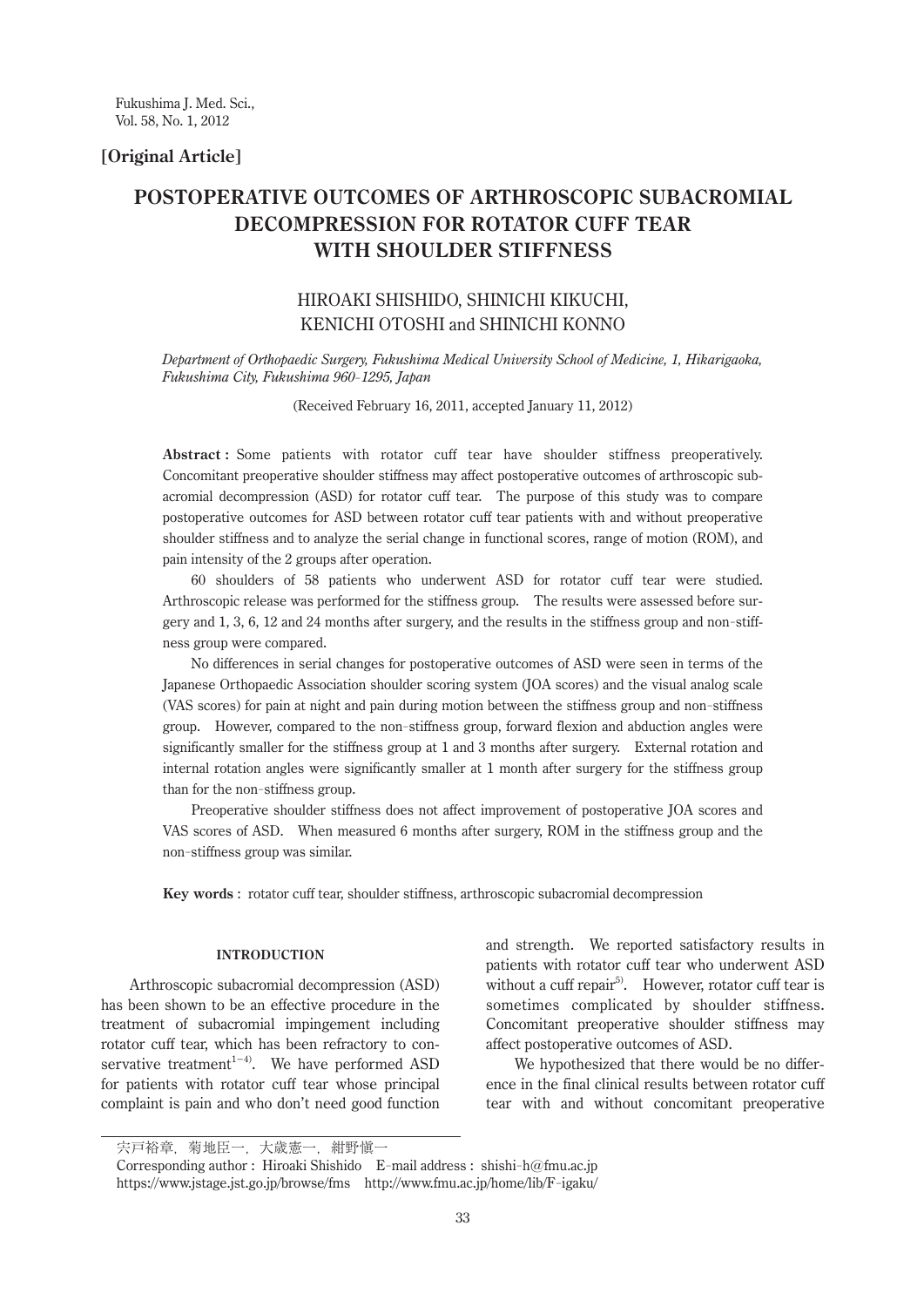[Original Article]

# POSTOPERATIVE OUTCOMES OF ARTHROSCOPIC SUBACROMIAL DECOMPRESSION FOR ROTATOR CUFF TEAR WITH SHOULDER STIFFNESS

HIROAKI SHISHIDO, SHINICHI KIKUCHI, KENICHI OTOSHI and SHINICHI KONNO

*Department of Orthopaedic Surgery, Fukushima Medical University School of Medicine, 1, Hikarigaoka, Fukushima City, Fukushima 960–1295, Japan*

(Received February 16, 2011, accepted January 11, 2012)

**Abstract :** Some patients with rotator cuff tear have shoulder stiffness preoperatively. Concomitant preoperative shoulder stiffness may affect postoperative outcomes of arthroscopic subacromial decompression (ASD) for rotator cuff tear. The purpose of this study was to compare postoperative outcomes for ASD between rotator cuff tear patients with and without preoperative shoulder stiffness and to analyze the serial change in functional scores, range of motion (ROM), and pain intensity of the 2 groups after operation.

60 shoulders of 58 patients who underwent ASD for rotator cuff tear were studied. Arthroscopic release was performed for the stiffness group. The results were assessed before surgery and 1, 3, 6, 12 and 24 months after surgery, and the results in the stiffness group and non-stiffness group were compared.

No differences in serial changes for postoperative outcomes of ASD were seen in terms of the Japanese Orthopaedic Association shoulder scoring system (JOA scores) and the visual analog scale (VAS scores) for pain at night and pain during motion between the stiffness group and non-stiffness group. However, compared to the non-stiffness group, forward flexion and abduction angles were significantly smaller for the stiffness group at 1 and 3 months after surgery. External rotation and internal rotation angles were significantly smaller at 1 month after surgery for the stiffness group than for the non-stiffness group.

Preoperative shoulder stiffness does not affect improvement of postoperative JOA scores and VAS scores of ASD. When measured 6 months after surgery, ROM in the stiffness group and the non-stiffness group was similar.

**Key words** : rotator cuff tear, shoulder stiffness, arthroscopic subacromial decompression

## INTRODUCTION

Arthroscopic subacromial decompression (ASD) has been shown to be an effective procedure in the treatment of subacromial impingement including rotator cuff tear, which has been refractory to conservative treatment[1–4]. We have performed ASD for patients with rotator cuff tear whose principal complaint is pain and who don't need good function and strength. We reported satisfactory results in patients with rotator cuff tear who underwent ASD without a cuff repair[5]. However, rotator cuff tear is sometimes complicated by shoulder stiffness. Concomitant preoperative shoulder stiffness may affect postoperative outcomes of ASD.

We hypothesized that there would be no difference in the final clinical results between rotator cuff tear with and without concomitant preoperative

宍戸裕章，菊地臣一，大歳憲一，紺野愼一

Corresponding author : Hiroaki Shishido E-mail address : shishi-h@fmu.ac.jp
https://www.jstage.jst.go.jp/browse/fms http://www.fmu.ac.jp/home/lib/F-igaku/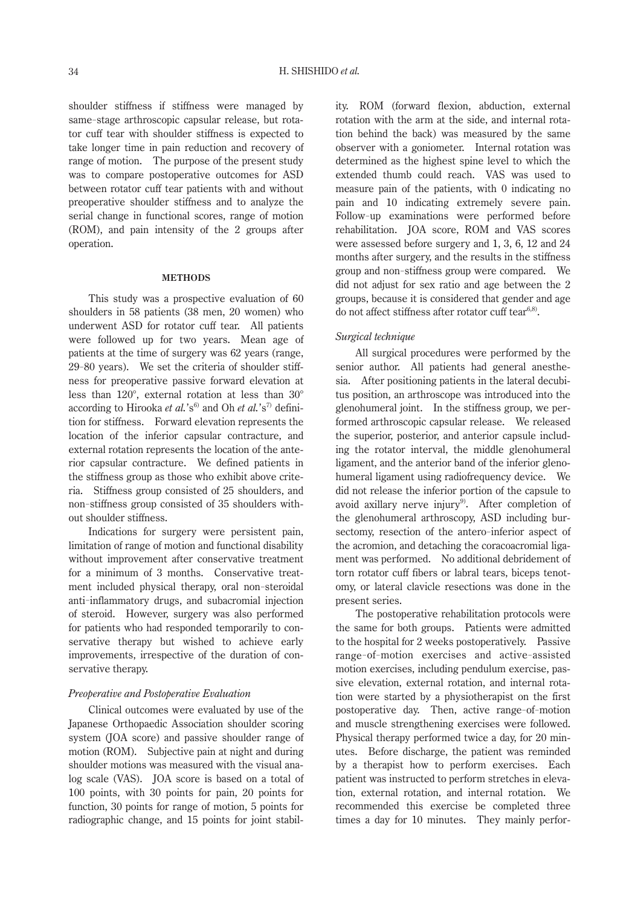shoulder stiffness if stiffness were managed by same-stage arthroscopic capsular release, but rotator cuff tear with shoulder stiffness is expected to take longer time in pain reduction and recovery of range of motion. The purpose of the present study was to compare postoperative outcomes for ASD between rotator cuff tear patients with and without preoperative shoulder stiffness and to analyze the serial change in functional scores, range of motion (ROM), and pain intensity of the 2 groups after operation.

## METHODS

This study was a prospective evaluation of 60 shoulders in 58 patients (38 men, 20 women) who underwent ASD for rotator cuff tear. All patients were followed up for two years. Mean age of patients at the time of surgery was 62 years (range, 29–80 years). We set the criteria of shoulder stiffness for preoperative passive forward elevation at less than 120°, external rotation at less than 30° according to Hirooka *et al.*'s[6] and Oh *et al.*'s[7] definition for stiffness. Forward elevation represents the location of the inferior capsular contracture, and external rotation represents the location of the anterior capsular contracture. We defined patients in the stiffness group as those who exhibit above criteria. Stiffness group consisted of 25 shoulders, and non-stiffness group consisted of 35 shoulders without shoulder stiffness.

Indications for surgery were persistent pain, limitation of range of motion and functional disability without improvement after conservative treatment for a minimum of 3 months. Conservative treatment included physical therapy, oral non-steroidal anti-inflammatory drugs, and subacromial injection of steroid. However, surgery was also performed for patients who had responded temporarily to conservative therapy but wished to achieve early improvements, irrespective of the duration of conservative therapy.

### *Preoperative and Postoperative Evaluation*

Clinical outcomes were evaluated by use of the Japanese Orthopaedic Association shoulder scoring system (JOA score) and passive shoulder range of motion (ROM). Subjective pain at night and during shoulder motions was measured with the visual analog scale (VAS). JOA score is based on a total of 100 points, with 30 points for pain, 20 points for function, 30 points for range of motion, 5 points for radiographic change, and 15 points for joint stability. ROM (forward flexion, abduction, external rotation with the arm at the side, and internal rotation behind the back) was measured by the same observer with a goniometer. Internal rotation was determined as the highest spine level to which the extended thumb could reach. VAS was used to measure pain of the patients, with 0 indicating no pain and 10 indicating extremely severe pain. Follow-up examinations were performed before rehabilitation. JOA score, ROM and VAS scores were assessed before surgery and 1, 3, 6, 12 and 24 months after surgery, and the results in the stiffness group and non-stiffness group were compared. We did not adjust for sex ratio and age between the 2 groups, because it is considered that gender and age do not affect stiffness after rotator cuff tear[6,8].

### *Surgical technique*

All surgical procedures were performed by the senior author. All patients had general anesthesia. After positioning patients in the lateral decubitus position, an arthroscope was introduced into the glenohumeral joint. In the stiffness group, we performed arthroscopic capsular release. We released the superior, posterior, and anterior capsule including the rotator interval, the middle glenohumeral ligament, and the anterior band of the inferior glenohumeral ligament using radiofrequency device. We did not release the inferior portion of the capsule to avoid axillary nerve injury[9]. After completion of the glenohumeral arthroscopy, ASD including bursectomy, resection of the antero-inferior aspect of the acromion, and detaching the coracoacromial ligament was performed. No additional debridement of torn rotator cuff fibers or labral tears, biceps tenotomy, or lateral clavicle resections was done in the present series.

The postoperative rehabilitation protocols were the same for both groups. Patients were admitted to the hospital for 2 weeks postoperatively. Passive range-of-motion exercises and active-assisted motion exercises, including pendulum exercise, passive elevation, external rotation, and internal rotation were started by a physiotherapist on the first postoperative day. Then, active range-of-motion and muscle strengthening exercises were followed. Physical therapy performed twice a day, for 20 minutes. Before discharge, the patient was reminded by a therapist how to perform exercises. Each patient was instructed to perform stretches in elevation, external rotation, and internal rotation. We recommended this exercise be completed three times a day for 10 minutes. They mainly perfor-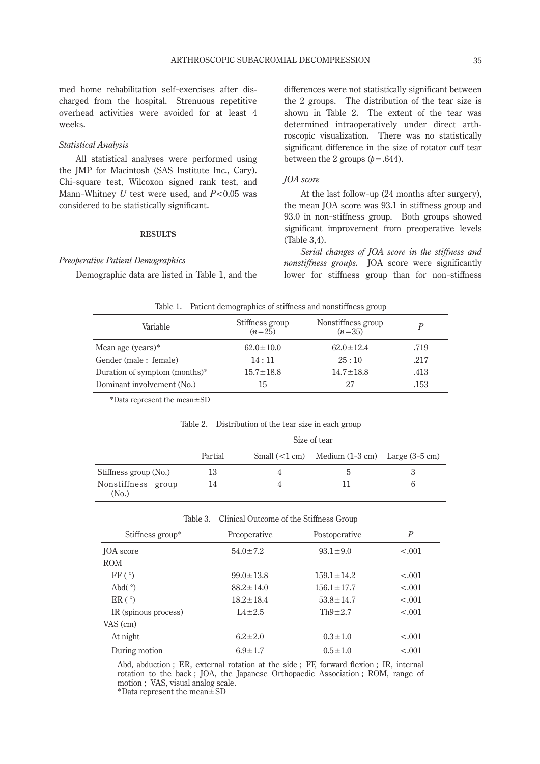med home rehabilitation self-exercises after discharged from the hospital. Strenuous repetitive overhead activities were avoided for at least 4 weeks.

### *Statistical Analysis*

All statistical analyses were performed using the JMP for Macintosh (SAS Institute Inc., Cary). Chi-square test, Wilcoxon signed rank test, and Mann-Whitney *U* test were used, and $P<0.05$ was considered to be statistically significant.

## RESULTS

### *Preoperative Patient Demographics*

Demographic data are listed in Table 1, and the differences were not statistically significant between the 2 groups. The distribution of the tear size is shown in Table 2. The extent of the tear was determined intraoperatively under direct arthroscopic visualization. There was no statistically significant difference in the size of rotator cuff tear between the 2 groups ($p=.644$).

### *JOA score*

At the last follow-up (24 months after surgery), the mean JOA score was 93.1 in stiffness group and 93.0 in non-stiffness group. Both groups showed significant improvement from preoperative levels (Table 3,4).

*Serial changes of JOA score in the stiffness and nonstiffness groups.* JOA score were significantly lower for stiffness group than for non-stiffness

Table 1. Patient demographics of stiffness and nonstiffness group

| Variable | Stiffness group ($n=25$) | Nonstiffness group ($n=35$) | *P* |
|---|---|---|---|
| Mean age (years)* | 62.0±10.0 | 62.0±12.4 | .719 |
| Gender (male : female) | 14 : 11 | 25 : 10 | .217 |
| Duration of symptom (months)* | 15.7±18.8 | 14.7±18.8 | .413 |
| Dominant involvement (No.) | 15 | 27 | .153 |

*Data represent the mean±SD

Table 2. Distribution of the tear size in each group

| | Size of tear | | | |
|---|---|---|---|---|
| | Partial | Small (<1 cm) | Medium (1–3 cm) | Large (3–5 cm) |
| Stiffness group (No.) | 13 | 4 | 5 | 3 |
| Nonstiffness group (No.) | 14 | 4 | 11 | 6 |

Table 3. Clinical Outcome of the Stiffness Group

| Stiffness group* | Preoperative | Postoperative | *P* |
|---|---|---|---|
| JOA score | 54.0±7.2 | 93.1±9.0 | <.001 |
| ROM | | | |
| FF (°) | 99.0±13.8 | 159.1±14.2 | <.001 |
| Abd(°) | 88.2±14.0 | 156.1±17.7 | <.001 |
| ER (°) | 18.2±18.4 | 53.8±14.7 | <.001 |
| IR (spinous process) | L4±2.5 | Th9±2.7 | <.001 |
| VAS (cm) | | | |
| At night | 6.2±2.0 | 0.3±1.0 | <.001 |
| During motion | 6.9±1.7 | 0.5±1.0 | <.001 |

Abd, abduction ; ER, external rotation at the side ; FF, forward flexion ; IR, internal rotation to the back ; JOA, the Japanese Orthopaedic Association ; ROM, range of motion ; VAS, visual analog scale.
*Data represent the mean±SD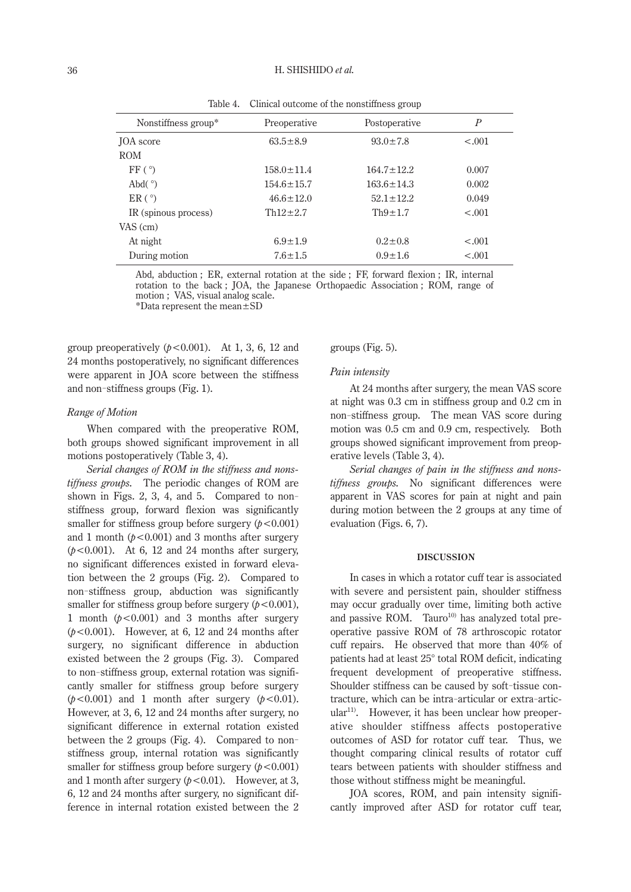Table 4. Clinical outcome of the nonstiffness group

| Nonstiffness group* | Preoperative | Postoperative | $P$ |
|---|---|---|---|
| JOA score | 63.5±8.9 | 93.0±7.8 | <.001 |
| ROM | | | |
| FF (°) | 158.0±11.4 | 164.7±12.2 | 0.007 |
| Abd(°) | 154.6±15.7 | 163.6±14.3 | 0.002 |
| ER (°) | 46.6±12.0 | 52.1±12.2 | 0.049 |
| IR (spinous process) | Th12±2.7 | Th9±1.7 | <.001 |
| VAS (cm) | | | |
| At night | 6.9±1.9 | 0.2±0.8 | <.001 |
| During motion | 7.6±1.5 | 0.9±1.6 | <.001 |

Abd, abduction ; ER, external rotation at the side ; FF, forward flexion ; IR, internal rotation to the back ; JOA, the Japanese Orthopaedic Association ; ROM, range of motion ; VAS, visual analog scale.
*Data represent the mean±SD

group preoperatively ($p<0.001$). At 1, 3, 6, 12 and 24 months postoperatively, no significant differences were apparent in JOA score between the stiffness and non-stiffness groups (Fig. 1).

### *Range of Motion*

When compared with the preoperative ROM, both groups showed significant improvement in all motions postoperatively (Table 3, 4).

*Serial changes of ROM in the stiffness and nonstiffness groups.* The periodic changes of ROM are shown in Figs. 2, 3, 4, and 5. Compared to non-stiffness group, forward flexion was significantly smaller for stiffness group before surgery ($p<0.001$) and 1 month ($p<0.001$) and 3 months after surgery ($p<0.001$). At 6, 12 and 24 months after surgery, no significant differences existed in forward elevation between the 2 groups (Fig. 2). Compared to non-stiffness group, abduction was significantly smaller for stiffness group before surgery ($p<0.001$), 1 month ($p<0.001$) and 3 months after surgery ($p<0.001$). However, at 6, 12 and 24 months after surgery, no significant difference in abduction existed between the 2 groups (Fig. 3). Compared to non-stiffness group, external rotation was significantly smaller for stiffness group before surgery ($p<0.001$) and 1 month after surgery ($p<0.01$). However, at 3, 6, 12 and 24 months after surgery, no significant difference in external rotation existed between the 2 groups (Fig. 4). Compared to non-stiffness group, internal rotation was significantly smaller for stiffness group before surgery ($p<0.001$) and 1 month after surgery ($p<0.01$). However, at 3, 6, 12 and 24 months after surgery, no significant difference in internal rotation existed between the 2 groups (Fig. 5).

### *Pain intensity*

At 24 months after surgery, the mean VAS score at night was 0.3 cm in stiffness group and 0.2 cm in non-stiffness group. The mean VAS score during motion was 0.5 cm and 0.9 cm, respectively. Both groups showed significant improvement from preoperative levels (Table 3, 4).

*Serial changes of pain in the stiffness and nonstiffness groups.* No significant differences were apparent in VAS scores for pain at night and pain during motion between the 2 groups at any time of evaluation (Figs. 6, 7).

## DISCUSSION

In cases in which a rotator cuff tear is associated with severe and persistent pain, shoulder stiffness may occur gradually over time, limiting both active and passive ROM. Tauro[10] has analyzed total preoperative passive ROM of 78 arthroscopic rotator cuff repairs. He observed that more than 40% of patients had at least 25° total ROM deficit, indicating frequent development of preoperative stiffness. Shoulder stiffness can be caused by soft-tissue contracture, which can be intra-articular or extra-articular[11]. However, it has been unclear how preoperative shoulder stiffness affects postoperative outcomes of ASD for rotator cuff tear. Thus, we thought comparing clinical results of rotator cuff tears between patients with shoulder stiffness and those without stiffness might be meaningful.

JOA scores, ROM, and pain intensity significantly improved after ASD for rotator cuff tear,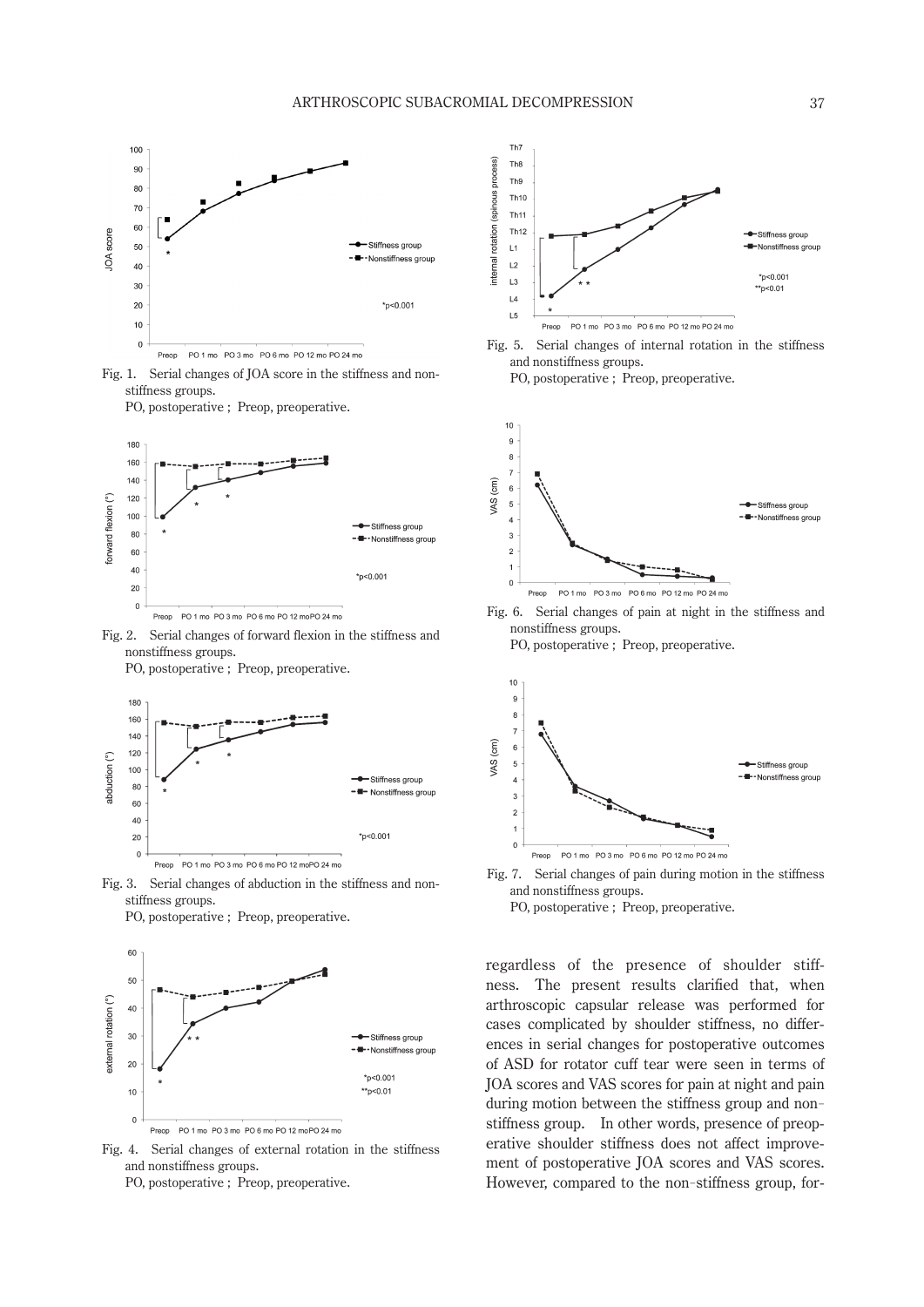Fig. 1. Serial changes of JOA score in the stiffness and non-stiffness groups.
PO, postoperative ; Preop, preoperative.

Fig. 2. Serial changes of forward flexion in the stiffness and nonstiffness groups.
PO, postoperative ; Preop, preoperative.

Fig. 3. Serial changes of abduction in the stiffness and non-stiffness groups.
PO, postoperative ; Preop, preoperative.

Fig. 4. Serial changes of external rotation in the stiffness and nonstiffness groups.
PO, postoperative ; Preop, preoperative.

Fig. 5. Serial changes of internal rotation in the stiffness and nonstiffness groups.
PO, postoperative ; Preop, preoperative.

Fig. 6. Serial changes of pain at night in the stiffness and nonstiffness groups.
PO, postoperative ; Preop, preoperative.

Fig. 7. Serial changes of pain during motion in the stiffness and nonstiffness groups.
PO, postoperative ; Preop, preoperative.

regardless of the presence of shoulder stiffness. The present results clarified that, when arthroscopic capsular release was performed for cases complicated by shoulder stiffness, no differences in serial changes for postoperative outcomes of ASD for rotator cuff tear were seen in terms of JOA scores and VAS scores for pain at night and pain during motion between the stiffness group and non-stiffness group. In other words, presence of preoperative shoulder stiffness does not affect improvement of postoperative JOA scores and VAS scores. However, compared to the non-stiffness group, for-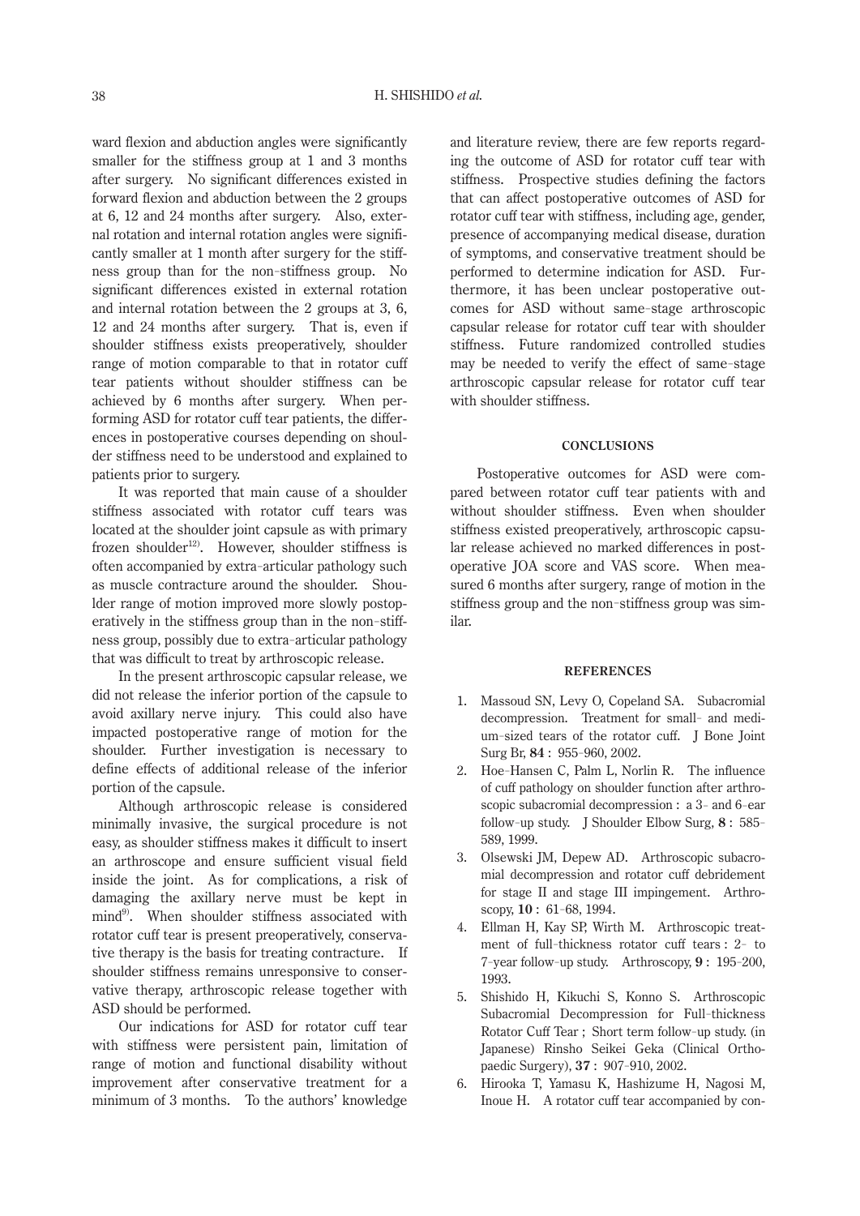ward flexion and abduction angles were significantly smaller for the stiffness group at 1 and 3 months after surgery. No significant differences existed in forward flexion and abduction between the 2 groups at 6, 12 and 24 months after surgery. Also, external rotation and internal rotation angles were significantly smaller at 1 month after surgery for the stiffness group than for the non-stiffness group. No significant differences existed in external rotation and internal rotation between the 2 groups at 3, 6, 12 and 24 months after surgery. That is, even if shoulder stiffness exists preoperatively, shoulder range of motion comparable to that in rotator cuff tear patients without shoulder stiffness can be achieved by 6 months after surgery. When performing ASD for rotator cuff tear patients, the differences in postoperative courses depending on shoulder stiffness need to be understood and explained to patients prior to surgery.

It was reported that main cause of a shoulder stiffness associated with rotator cuff tears was located at the shoulder joint capsule as with primary frozen shoulder[12]. However, shoulder stiffness is often accompanied by extra-articular pathology such as muscle contracture around the shoulder. Shoulder range of motion improved more slowly postoperatively in the stiffness group than in the non-stiffness group, possibly due to extra-articular pathology that was difficult to treat by arthroscopic release.

In the present arthroscopic capsular release, we did not release the inferior portion of the capsule to avoid axillary nerve injury. This could also have impacted postoperative range of motion for the shoulder. Further investigation is necessary to define effects of additional release of the inferior portion of the capsule.

Although arthroscopic release is considered minimally invasive, the surgical procedure is not easy, as shoulder stiffness makes it difficult to insert an arthroscope and ensure sufficient visual field inside the joint. As for complications, a risk of damaging the axillary nerve must be kept in mind[9]. When shoulder stiffness associated with rotator cuff tear is present preoperatively, conservative therapy is the basis for treating contracture. If shoulder stiffness remains unresponsive to conservative therapy, arthroscopic release together with ASD should be performed.

Our indications for ASD for rotator cuff tear with stiffness were persistent pain, limitation of range of motion and functional disability without improvement after conservative treatment for a minimum of 3 months. To the authors' knowledge and literature review, there are few reports regarding the outcome of ASD for rotator cuff tear with stiffness. Prospective studies defining the factors that can affect postoperative outcomes of ASD for rotator cuff tear with stiffness, including age, gender, presence of accompanying medical disease, duration of symptoms, and conservative treatment should be performed to determine indication for ASD. Furthermore, it has been unclear postoperative outcomes for ASD without same-stage arthroscopic capsular release for rotator cuff tear with shoulder stiffness. Future randomized controlled studies may be needed to verify the effect of same-stage arthroscopic capsular release for rotator cuff tear with shoulder stiffness.

## CONCLUSIONS

Postoperative outcomes for ASD were compared between rotator cuff tear patients with and without shoulder stiffness. Even when shoulder stiffness existed preoperatively, arthroscopic capsular release achieved no marked differences in postoperative JOA score and VAS score. When measured 6 months after surgery, range of motion in the stiffness group and the non-stiffness group was similar.

## REFERENCES

1. Massoud SN, Levy O, Copeland SA. Subacromial decompression. Treatment for small- and medium-sized tears of the rotator cuff. J Bone Joint Surg Br, **84** : 955-960, 2002.
2. Hoe-Hansen C, Palm L, Norlin R. The influence of cuff pathology on shoulder function after arthroscopic subacromial decompression : a 3- and 6-ear follow-up study. J Shoulder Elbow Surg, **8** : 585-589, 1999.
3. Olsewski JM, Depew AD. Arthroscopic subacromial decompression and rotator cuff debridement for stage II and stage III impingement. Arthroscopy, **10** : 61-68, 1994.
4. Ellman H, Kay SP, Wirth M. Arthroscopic treatment of full-thickness rotator cuff tears : 2- to 7-year follow-up study. Arthroscopy, **9** : 195-200, 1993.
5. Shishido H, Kikuchi S, Konno S. Arthroscopic Subacromial Decompression for Full-thickness Rotator Cuff Tear ; Short term follow-up study. (in Japanese) Rinsho Seikei Geka (Clinical Orthopaedic Surgery), **37** : 907-910, 2002.
6. Hirooka T, Yamasu K, Hashizume H, Nagosi M, Inoue H. A rotator cuff tear accompanied by con-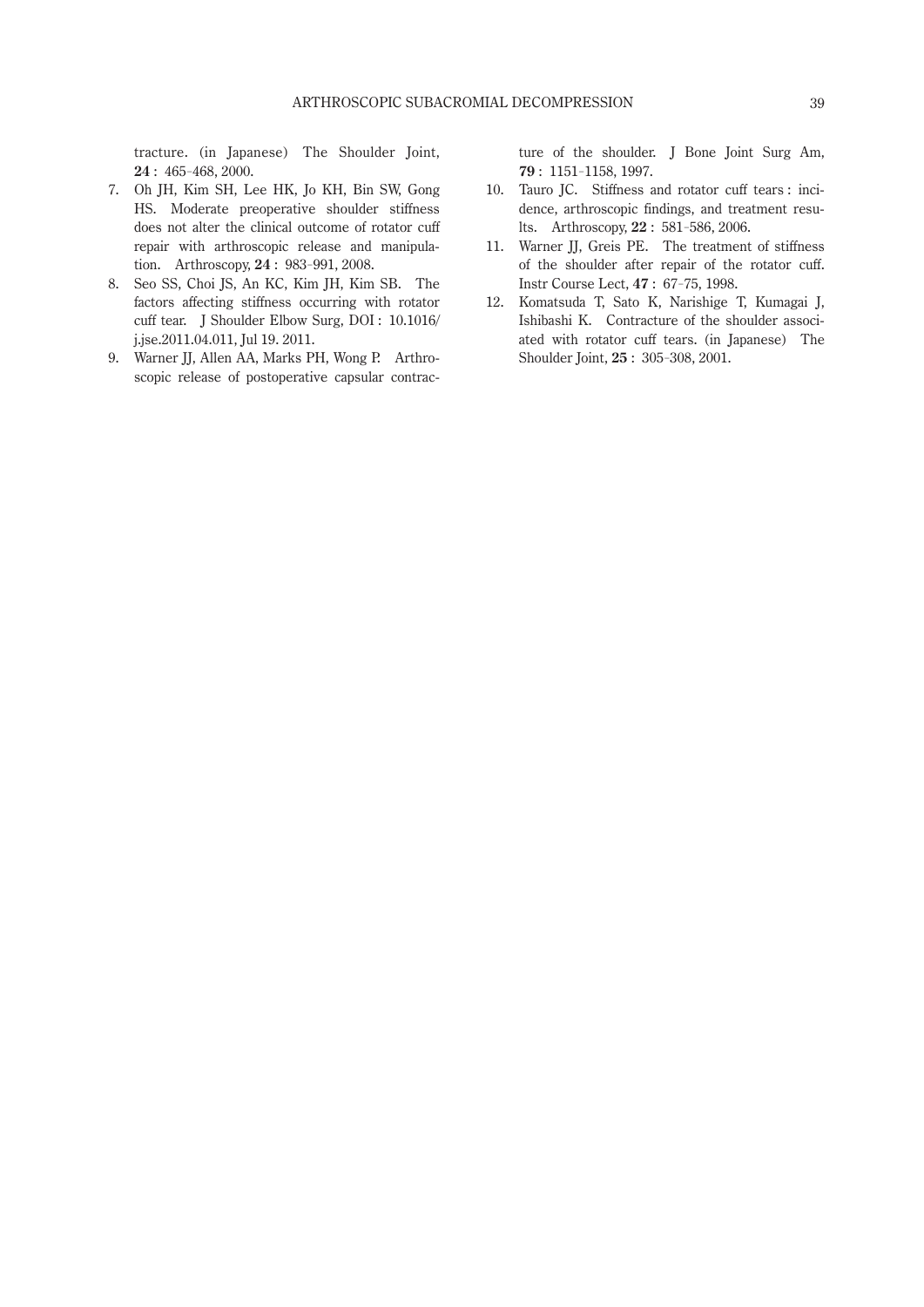tracture. (in Japanese) The Shoulder Joint, **24** : 465–468, 2000.

7. Oh JH, Kim SH, Lee HK, Jo KH, Bin SW, Gong HS. Moderate preoperative shoulder stiffness does not alter the clinical outcome of rotator cuff repair with arthroscopic release and manipulation. Arthroscopy, **24** : 983–991, 2008.
8. Seo SS, Choi JS, An KC, Kim JH, Kim SB. The factors affecting stiffness occurring with rotator cuff tear. J Shoulder Elbow Surg, DOI : 10.1016/j.jse.2011.04.011, Jul 19. 2011.
9. Warner JJ, Allen AA, Marks PH, Wong P. Arthroscopic release of postoperative capsular contracture of the shoulder. J Bone Joint Surg Am, **79** : 1151–1158, 1997.
10. Tauro JC. Stiffness and rotator cuff tears : incidence, arthroscopic findings, and treatment results. Arthroscopy, **22** : 581–586, 2006.
11. Warner JJ, Greis PE. The treatment of stiffness of the shoulder after repair of the rotator cuff. Instr Course Lect, **47** : 67–75, 1998.
12. Komatsuda T, Sato K, Narishige T, Kumagai J, Ishibashi K. Contracture of the shoulder associated with rotator cuff tears. (in Japanese) The Shoulder Joint, **25** : 305–308, 2001.